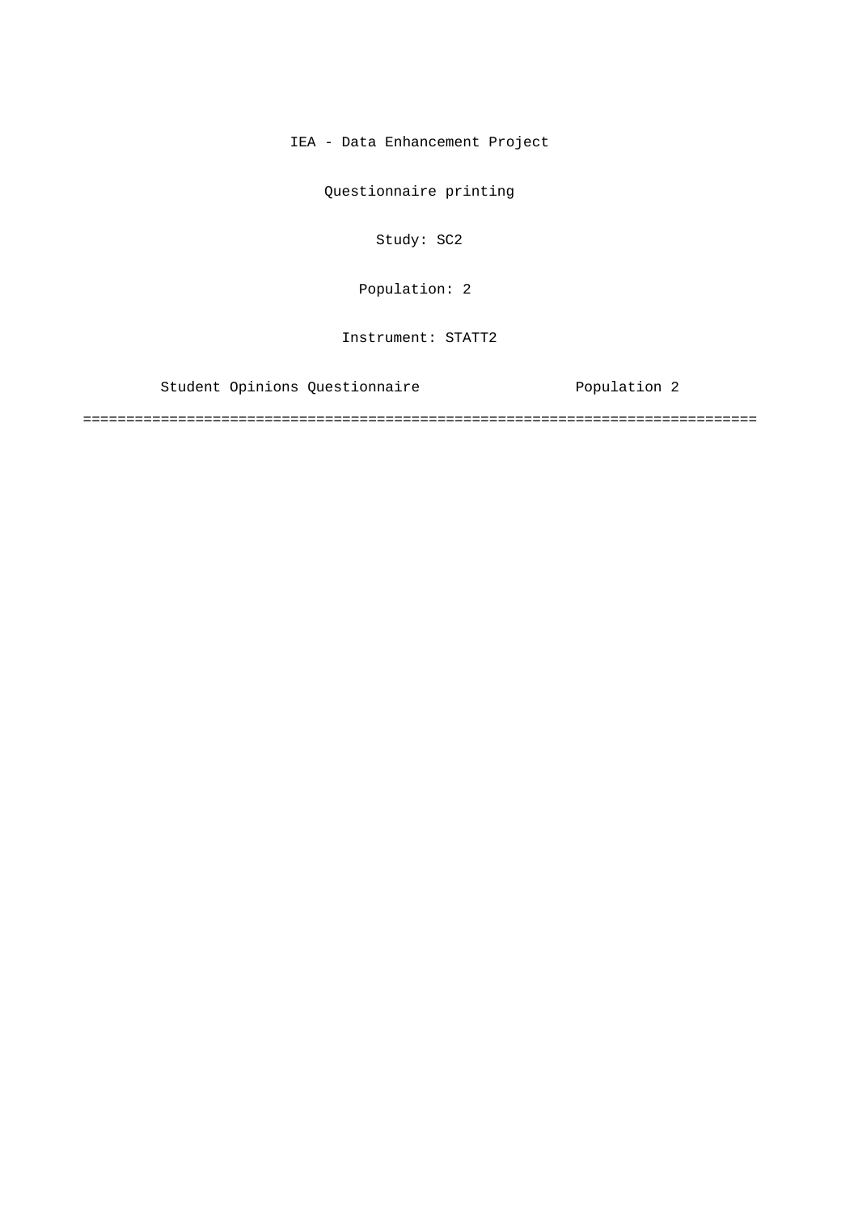IEA - Data Enhancement Project

Questionnaire printing

Study: SC2

Population: 2

Instrument: STATT2

Student Opinions Questionnaire Population 2

==============================================================================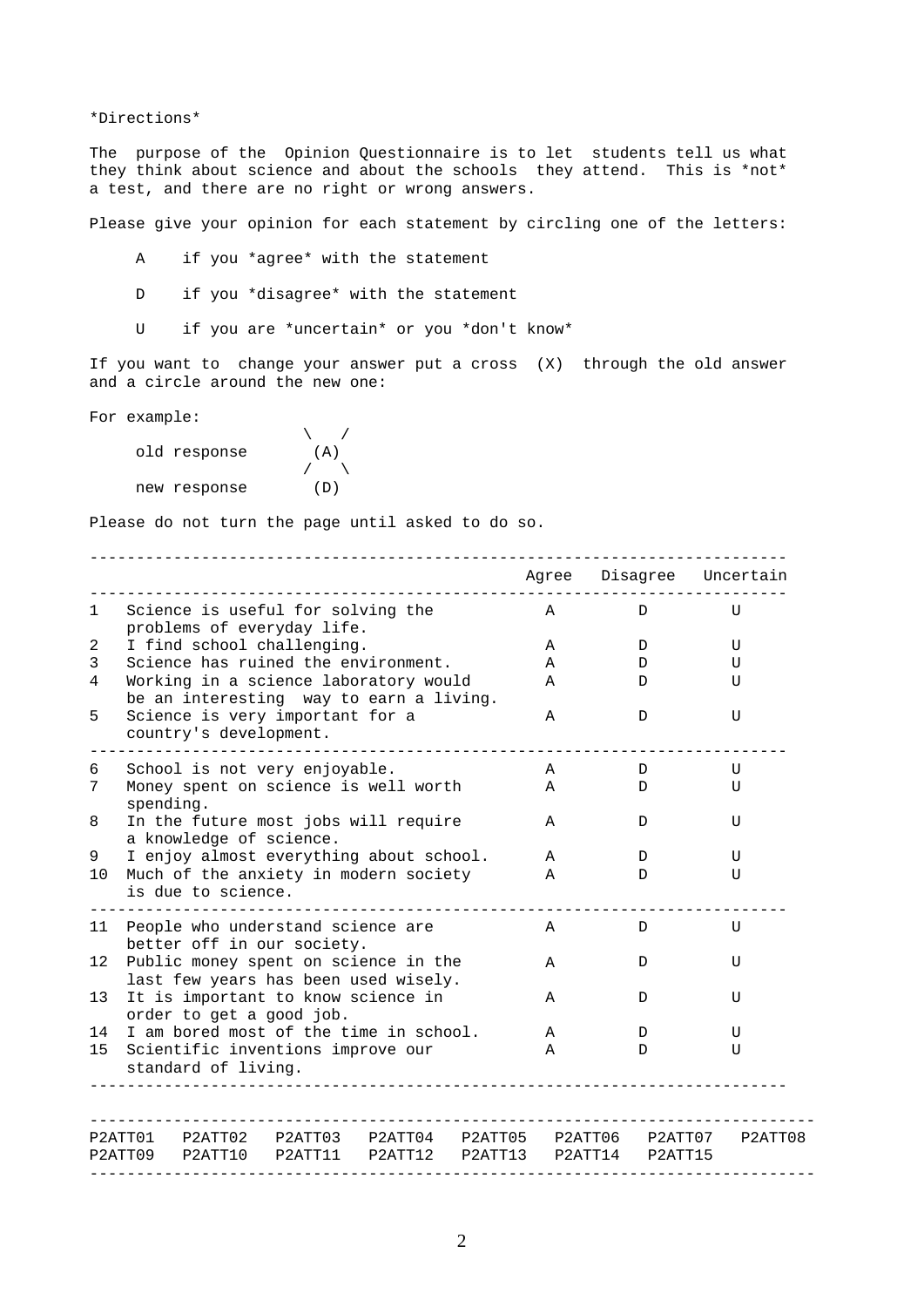*Directions*

The purpose of the Opinion Questionnaire is to let students tell us what they think about science and about the schools they attend. This is *not* a test, and there are no right or wrong answers.

Please give your opinion for each statement by circling one of the letters:

- A if you *agree* with the statement
- D if you *disagree* with the statement
- U if you are *uncertain* or you *don't know*

If you want to change your answer put a cross (X) through the old answer and a circle around the new one:

For example:

```
                  \   /
     old response  (A)
                  /   \
     new response  (D)
```

Please do not turn the page until asked to do so.

| | | Agree | Disagree | Uncertain |
|---|---|---|---|---|
| 1 | Science is useful for solving the problems of everyday life. | A | D | U |
| 2 | I find school challenging. | A | D | U |
| 3 | Science has ruined the environment. | A | D | U |
| 4 | Working in a science laboratory would be an interesting way to earn a living. | A | D | U |
| 5 | Science is very important for a country's development. | A | D | U |
| 6 | School is not very enjoyable. | A | D | U |
| 7 | Money spent on science is well worth spending. | A | D | U |
| 8 | In the future most jobs will require a knowledge of science. | A | D | U |
| 9 | I enjoy almost everything about school. | A | D | U |
| 10 | Much of the anxiety in modern society is due to science. | A | D | U |
| 11 | People who understand science are better off in our society. | A | D | U |
| 12 | Public money spent on science in the last few years has been used wisely. | A | D | U |
| 13 | It is important to know science in order to get a good job. | A | D | U |
| 14 | I am bored most of the time in school. | A | D | U |
| 15 | Scientific inventions improve our standard of living. | A | D | U |

P2ATT01 P2ATT02 P2ATT03 P2ATT04 P2ATT05 P2ATT06 P2ATT07 P2ATT08
P2ATT09 P2ATT10 P2ATT11 P2ATT12 P2ATT13 P2ATT14 P2ATT15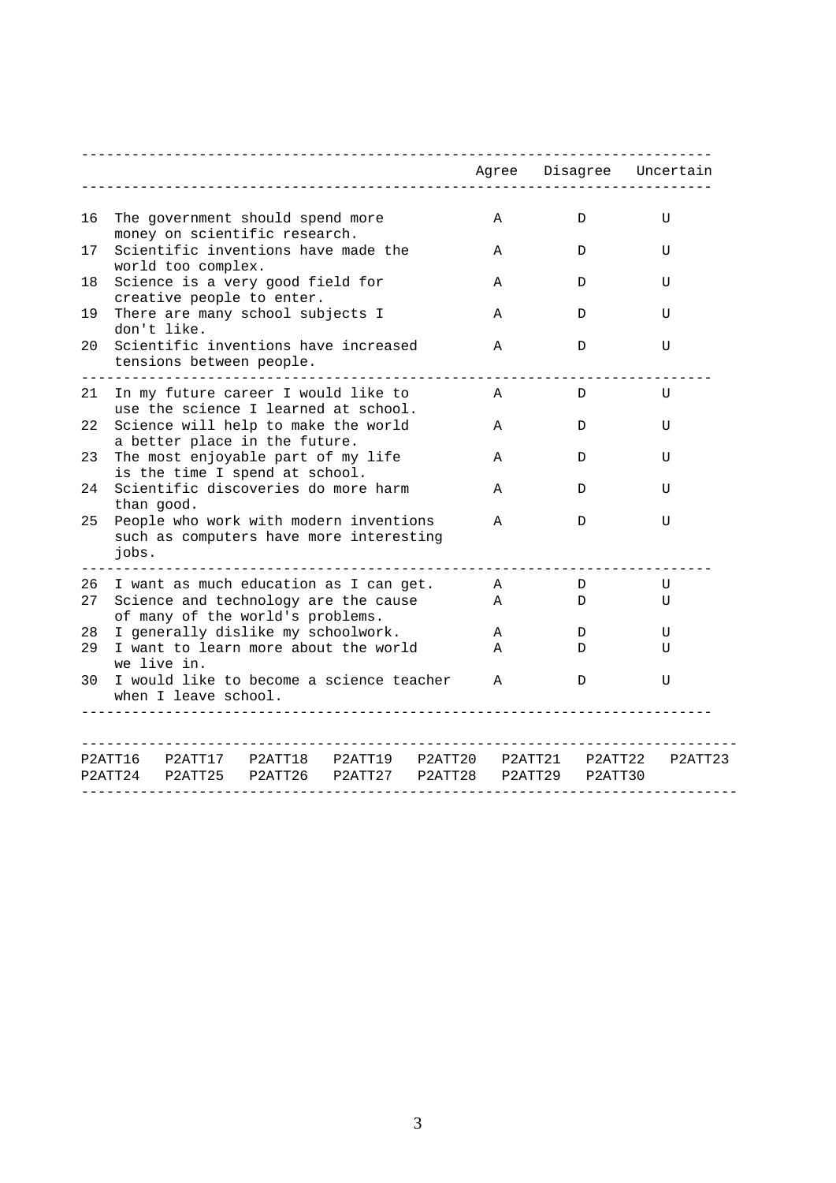| | | Agree | Disagree | Uncertain |
|---|---|---|---|---|
| 16 | The government should spend more money on scientific research. | A | D | U |
| 17 | Scientific inventions have made the world too complex. | A | D | U |
| 18 | Science is a very good field for creative people to enter. | A | D | U |
| 19 | There are many school subjects I don't like. | A | D | U |
| 20 | Scientific inventions have increased tensions between people. | A | D | U |
| 21 | In my future career I would like to use the science I learned at school. | A | D | U |
| 22 | Science will help to make the world a better place in the future. | A | D | U |
| 23 | The most enjoyable part of my life is the time I spend at school. | A | D | U |
| 24 | Scientific discoveries do more harm than good. | A | D | U |
| 25 | People who work with modern inventions such as computers have more interesting jobs. | A | D | U |
| 26 | I want as much education as I can get. | A | D | U |
| 27 | Science and technology are the cause of many of the world's problems. | A | D | U |
| 28 | I generally dislike my schoolwork. | A | D | U |
| 29 | I want to learn more about the world we live in. | A | D | U |
| 30 | I would like to become a science teacher when I leave school. | A | D | U |

P2ATT16 P2ATT17 P2ATT18 P2ATT19 P2ATT20 P2ATT21 P2ATT22 P2ATT23
P2ATT24 P2ATT25 P2ATT26 P2ATT27 P2ATT28 P2ATT29 P2ATT30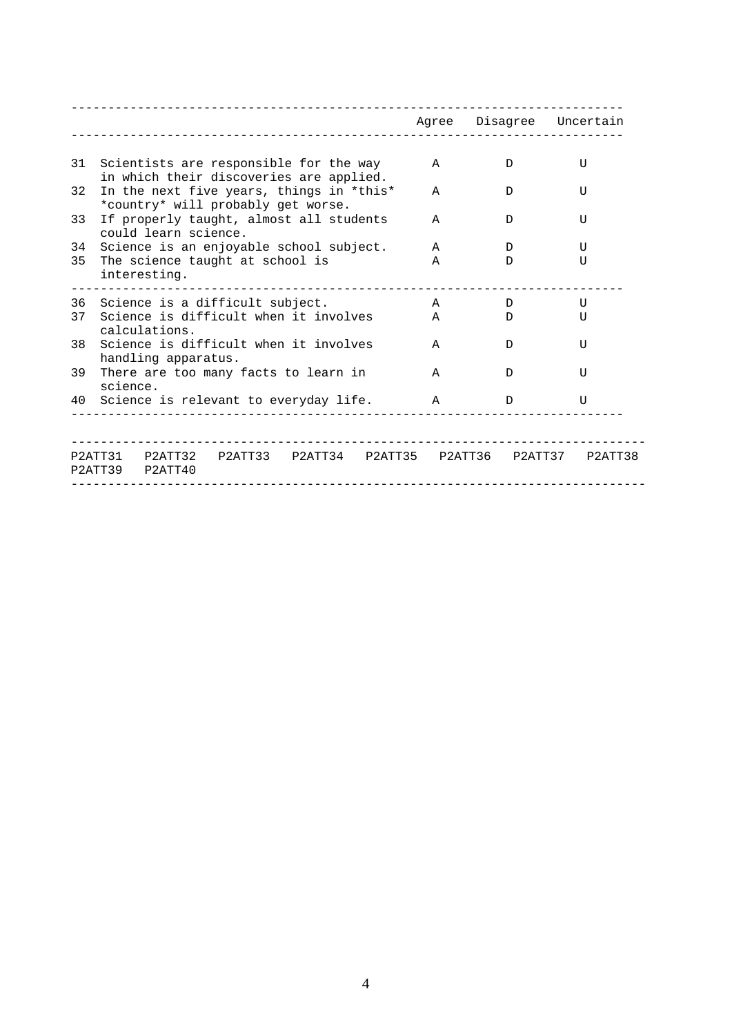| | | Agree | Disagree | Uncertain |
|---|---|---|---|---|
| 31 | Scientists are responsible for the way in which their discoveries are applied. | A | D | U |
| 32 | In the next five years, things in *this* *country* will probably get worse. | A | D | U |
| 33 | If properly taught, almost all students could learn science. | A | D | U |
| 34 | Science is an enjoyable school subject. | A | D | U |
| 35 | The science taught at school is interesting. | A | D | U |
| 36 | Science is a difficult subject. | A | D | U |
| 37 | Science is difficult when it involves calculations. | A | D | U |
| 38 | Science is difficult when it involves handling apparatus. | A | D | U |
| 39 | There are too many facts to learn in science. | A | D | U |
| 40 | Science is relevant to everyday life. | A | D | U |

P2ATT31 P2ATT32 P2ATT33 P2ATT34 P2ATT35 P2ATT36 P2ATT37 P2ATT38 P2ATT39 P2ATT40